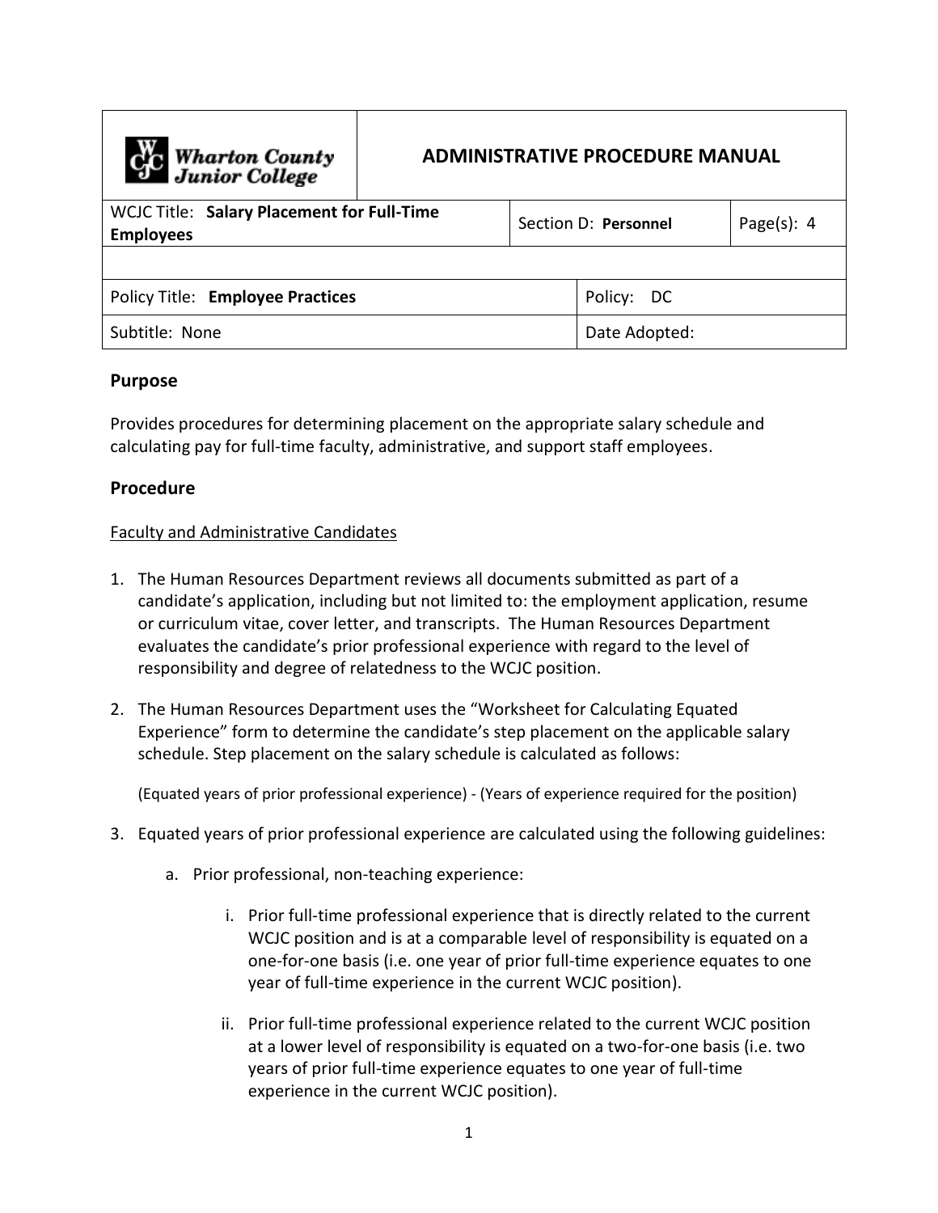| Wharton County Junior College | ADMINISTRATIVE PROCEDURE MANUAL | | |
|---|---|---|---|
| WCJC Title: **Salary Placement for Full-Time Employees** | | Section D: **Personnel** | Page(s): 4 |
| | | | |
| Policy Title: **Employee Practices** | | Policy: DC | |
| Subtitle: None | | Date Adopted: | |

## Purpose

Provides procedures for determining placement on the appropriate salary schedule and calculating pay for full-time faculty, administrative, and support staff employees.

## Procedure

Faculty and Administrative Candidates

1. The Human Resources Department reviews all documents submitted as part of a candidate's application, including but not limited to: the employment application, resume or curriculum vitae, cover letter, and transcripts. The Human Resources Department evaluates the candidate's prior professional experience with regard to the level of responsibility and degree of relatedness to the WCJC position.

2. The Human Resources Department uses the "Worksheet for Calculating Equated Experience" form to determine the candidate's step placement on the applicable salary schedule. Step placement on the salary schedule is calculated as follows:

   (Equated years of prior professional experience) - (Years of experience required for the position)

3. Equated years of prior professional experience are calculated using the following guidelines:

   a. Prior professional, non-teaching experience:

      i. Prior full-time professional experience that is directly related to the current WCJC position and is at a comparable level of responsibility is equated on a one-for-one basis (i.e. one year of prior full-time experience equates to one year of full-time experience in the current WCJC position).

      ii. Prior full-time professional experience related to the current WCJC position at a lower level of responsibility is equated on a two-for-one basis (i.e. two years of prior full-time experience equates to one year of full-time experience in the current WCJC position).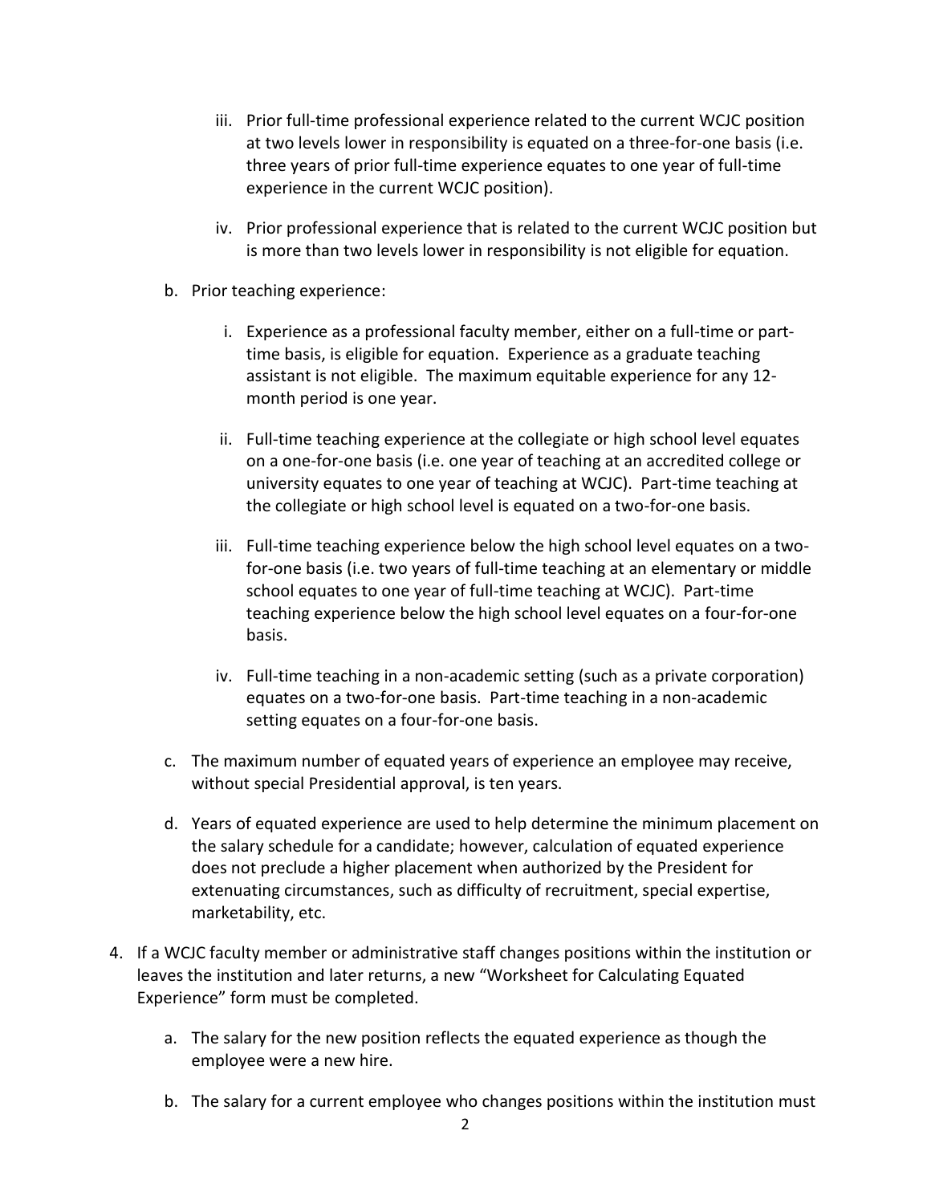iii. Prior full-time professional experience related to the current WCJC position at two levels lower in responsibility is equated on a three-for-one basis (i.e. three years of prior full-time experience equates to one year of full-time experience in the current WCJC position).

   iv. Prior professional experience that is related to the current WCJC position but is more than two levels lower in responsibility is not eligible for equation.

b. Prior teaching experience:

   i. Experience as a professional faculty member, either on a full-time or part-time basis, is eligible for equation. Experience as a graduate teaching assistant is not eligible. The maximum equitable experience for any 12-month period is one year.

   ii. Full-time teaching experience at the collegiate or high school level equates on a one-for-one basis (i.e. one year of teaching at an accredited college or university equates to one year of teaching at WCJC). Part-time teaching at the collegiate or high school level is equated on a two-for-one basis.

   iii. Full-time teaching experience below the high school level equates on a two-for-one basis (i.e. two years of full-time teaching at an elementary or middle school equates to one year of full-time teaching at WCJC). Part-time teaching experience below the high school level equates on a four-for-one basis.

   iv. Full-time teaching in a non-academic setting (such as a private corporation) equates on a two-for-one basis. Part-time teaching in a non-academic setting equates on a four-for-one basis.

c. The maximum number of equated years of experience an employee may receive, without special Presidential approval, is ten years.

d. Years of equated experience are used to help determine the minimum placement on the salary schedule for a candidate; however, calculation of equated experience does not preclude a higher placement when authorized by the President for extenuating circumstances, such as difficulty of recruitment, special expertise, marketability, etc.

4. If a WCJC faculty member or administrative staff changes positions within the institution or leaves the institution and later returns, a new "Worksheet for Calculating Equated Experience" form must be completed.

   a. The salary for the new position reflects the equated experience as though the employee were a new hire.

   b. The salary for a current employee who changes positions within the institution must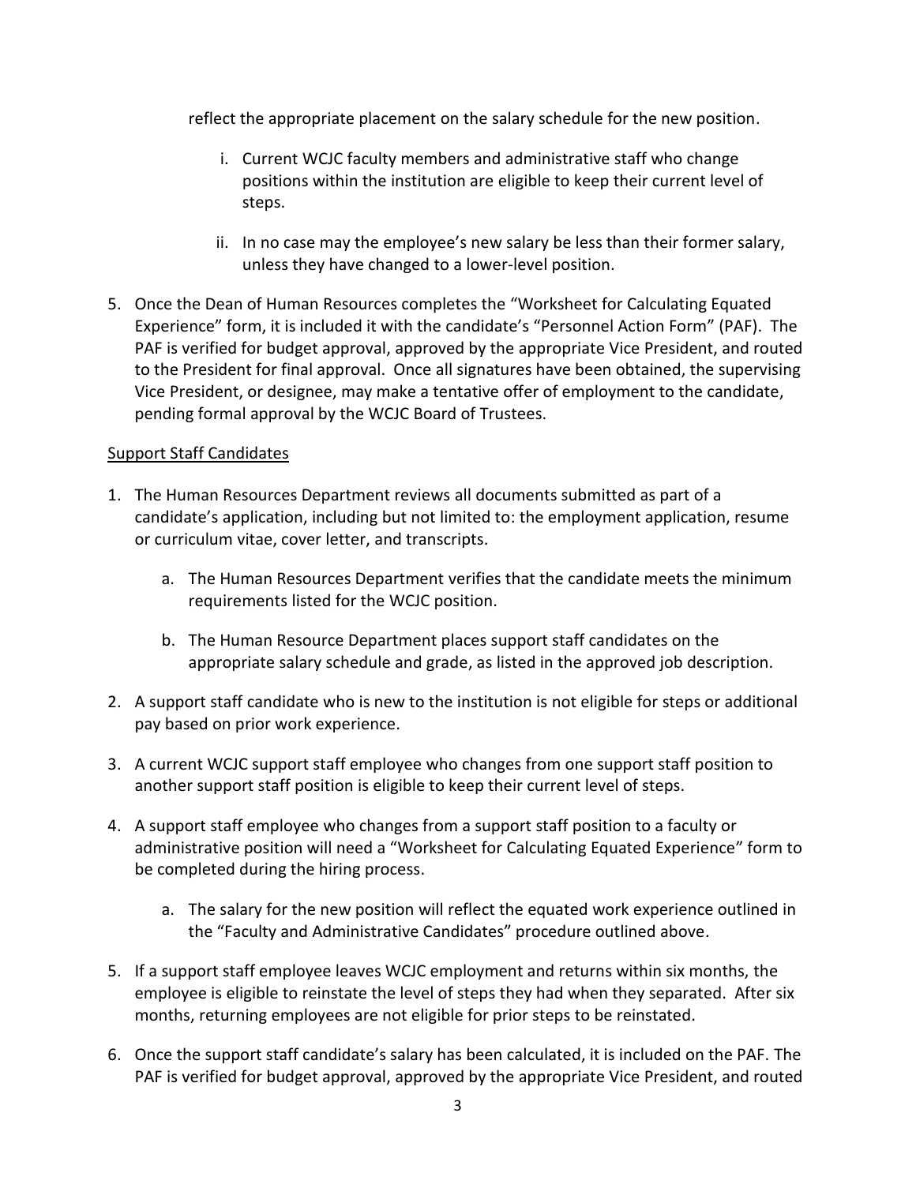reflect the appropriate placement on the salary schedule for the new position.

   i. Current WCJC faculty members and administrative staff who change positions within the institution are eligible to keep their current level of steps.

   ii. In no case may the employee's new salary be less than their former salary, unless they have changed to a lower-level position.

5. Once the Dean of Human Resources completes the "Worksheet for Calculating Equated Experience" form, it is included it with the candidate's "Personnel Action Form" (PAF). The PAF is verified for budget approval, approved by the appropriate Vice President, and routed to the President for final approval. Once all signatures have been obtained, the supervising Vice President, or designee, may make a tentative offer of employment to the candidate, pending formal approval by the WCJC Board of Trustees.

<u>Support Staff Candidates</u>

1. The Human Resources Department reviews all documents submitted as part of a candidate's application, including but not limited to: the employment application, resume or curriculum vitae, cover letter, and transcripts.

   a. The Human Resources Department verifies that the candidate meets the minimum requirements listed for the WCJC position.

   b. The Human Resource Department places support staff candidates on the appropriate salary schedule and grade, as listed in the approved job description.

2. A support staff candidate who is new to the institution is not eligible for steps or additional pay based on prior work experience.

3. A current WCJC support staff employee who changes from one support staff position to another support staff position is eligible to keep their current level of steps.

4. A support staff employee who changes from a support staff position to a faculty or administrative position will need a "Worksheet for Calculating Equated Experience" form to be completed during the hiring process.

   a. The salary for the new position will reflect the equated work experience outlined in the "Faculty and Administrative Candidates" procedure outlined above.

5. If a support staff employee leaves WCJC employment and returns within six months, the employee is eligible to reinstate the level of steps they had when they separated. After six months, returning employees are not eligible for prior steps to be reinstated.

6. Once the support staff candidate's salary has been calculated, it is included on the PAF. The PAF is verified for budget approval, approved by the appropriate Vice President, and routed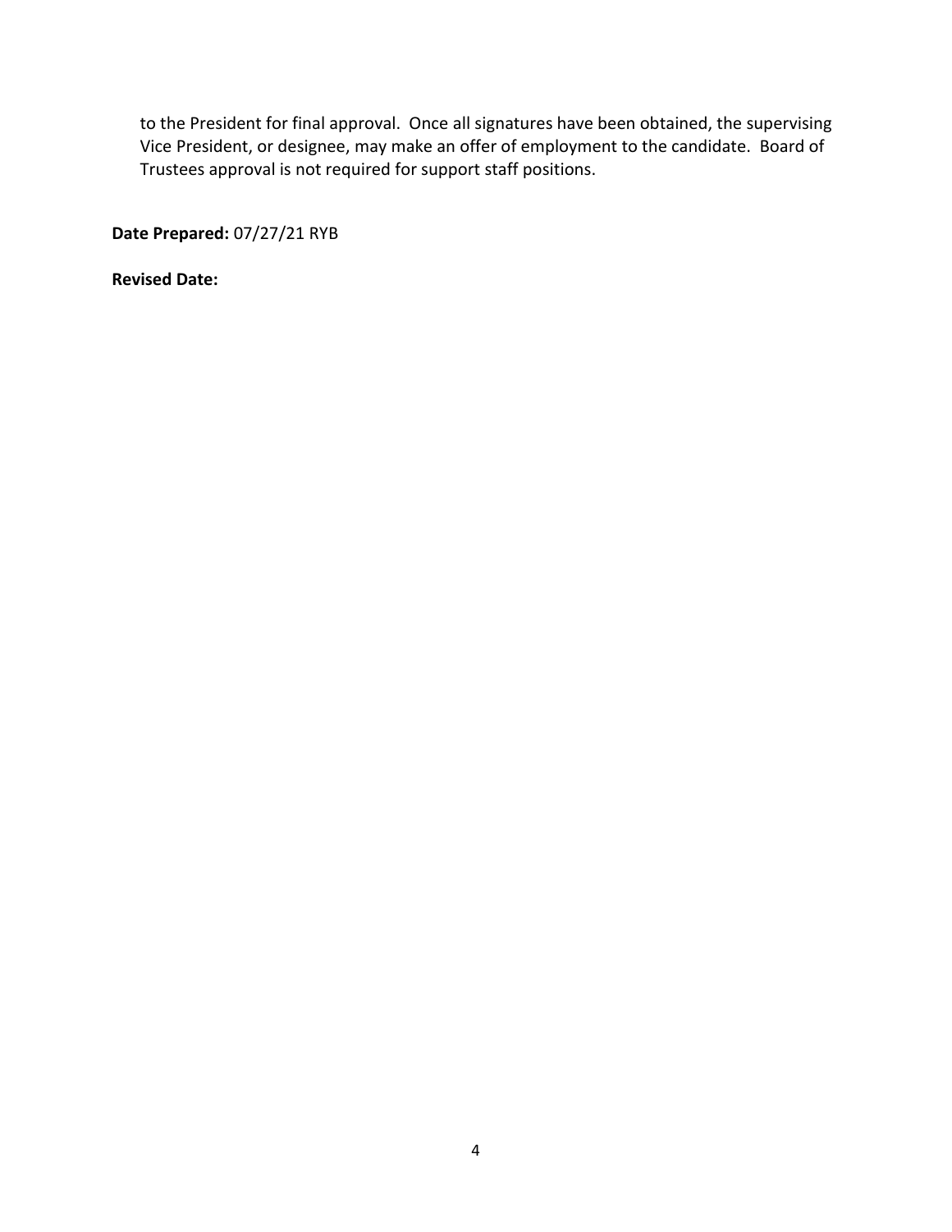to the President for final approval. Once all signatures have been obtained, the supervising Vice President, or designee, may make an offer of employment to the candidate. Board of Trustees approval is not required for support staff positions.

**Date Prepared:** 07/27/21 RYB

**Revised Date:**